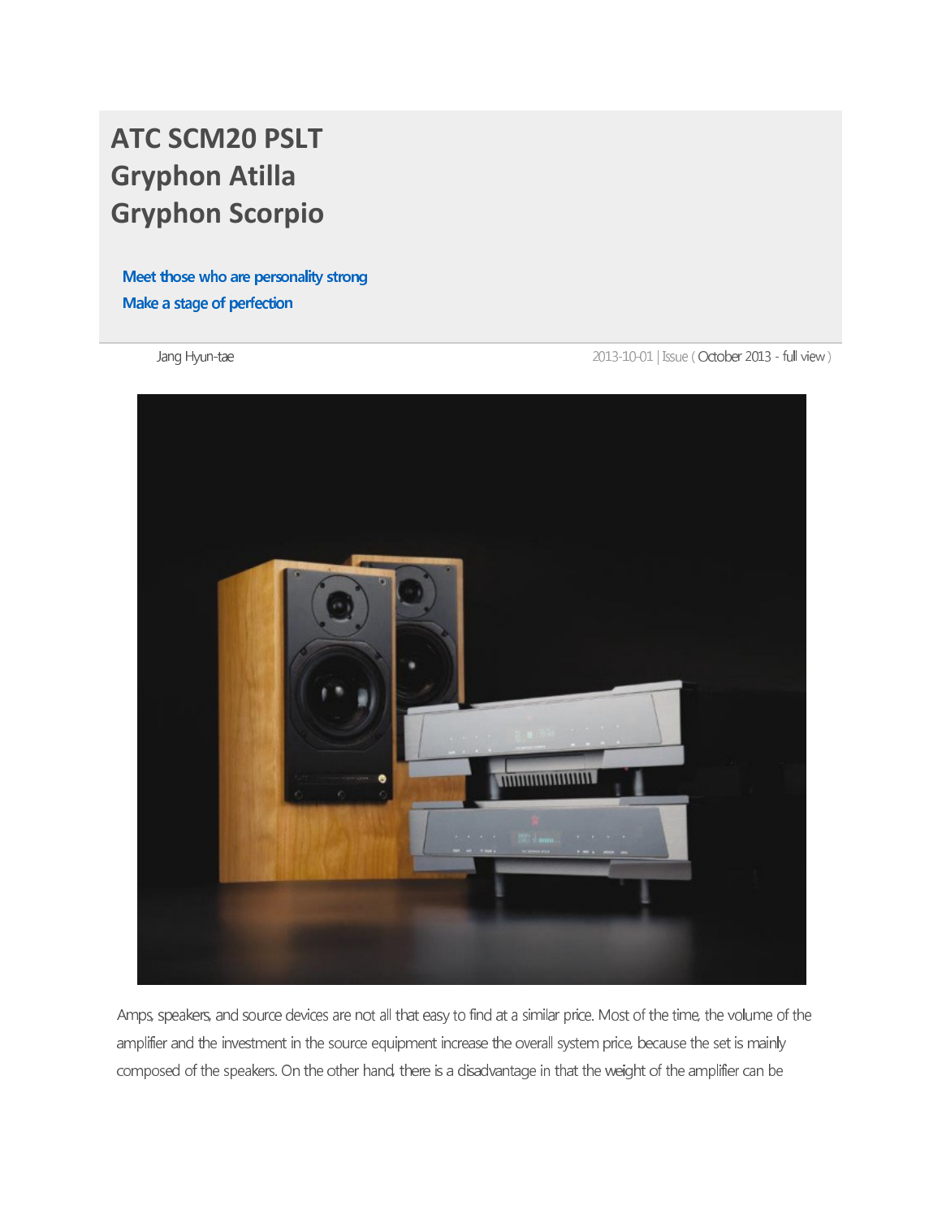# ATC SCM20 PSLT
# Gryphon Atilla
# Gryphon Scorpio

**Meet those who are personality strong**

**Make a stage of perfection**

Jang Hyun-tae

2013-10-01 | Issue ( October 2013 - full view )

Amps, speakers, and source devices are not all that easy to find at a similar price. Most of the time, the volume of the amplifier and the investment in the source equipment increase the overall system price, because the set is mainly composed of the speakers. On the other hand, there is a disadvantage in that the weight of the amplifier can be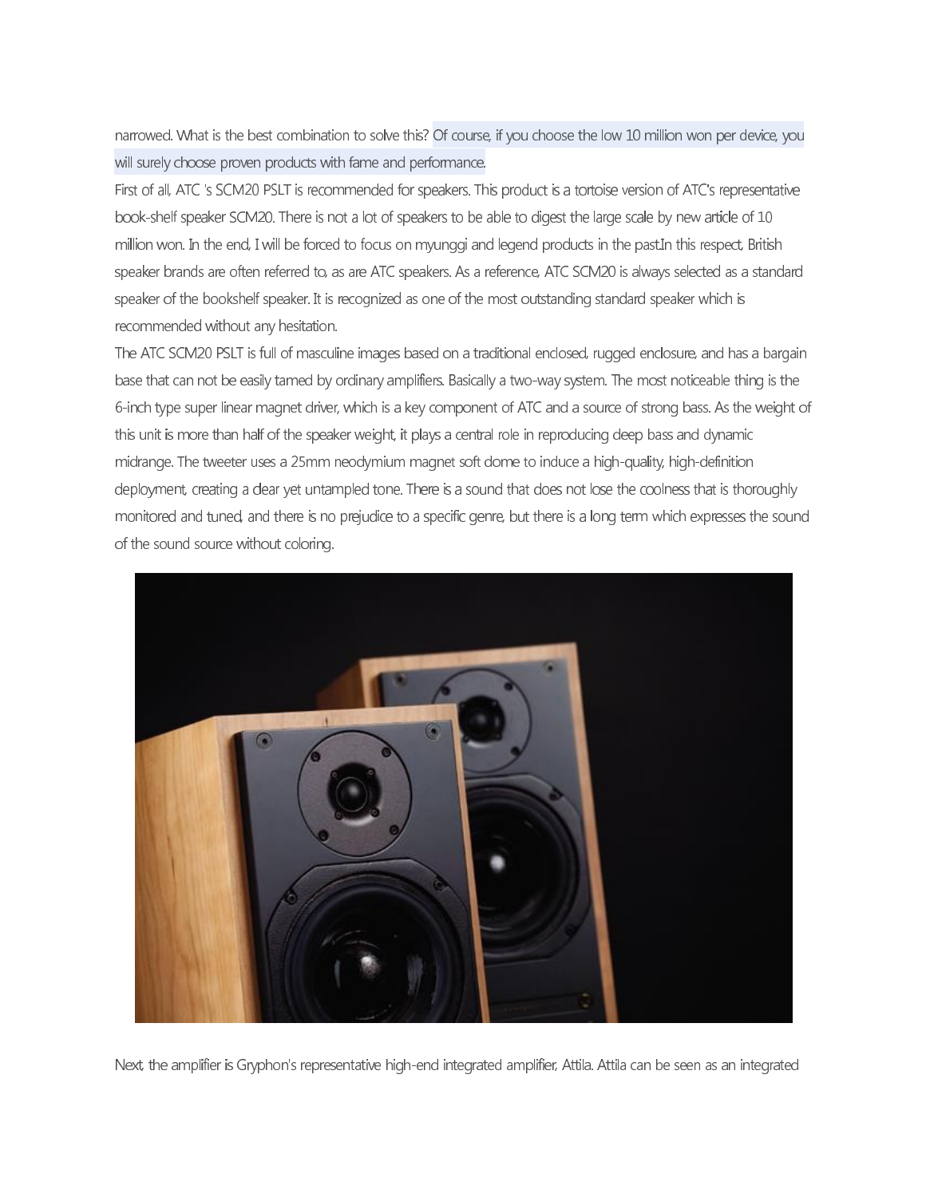narrowed. What is the best combination to solve this? Of course, if you choose the low 10 million won per device, you will surely choose proven products with fame and performance.

First of all, ATC 's SCM20 PSLT is recommended for speakers. This product is a tortoise version of ATC's representative book-shelf speaker SCM20. There is not a lot of speakers to be able to digest the large scale by new article of 10 million won. In the end, I will be forced to focus on myunggi and legend products in the past.In this respect, British speaker brands are often referred to, as are ATC speakers. As a reference, ATC SCM20 is always selected as a standard speaker of the bookshelf speaker. It is recognized as one of the most outstanding standard speaker which is recommended without any hesitation.

The ATC SCM20 PSLT is full of masculine images based on a traditional enclosed, rugged enclosure, and has a bargain base that can not be easily tamed by ordinary amplifiers. Basically a two-way system. The most noticeable thing is the 6-inch type super linear magnet driver, which is a key component of ATC and a source of strong bass. As the weight of this unit is more than half of the speaker weight, it plays a central role in reproducing deep bass and dynamic midrange. The tweeter uses a 25mm neodymium magnet soft dome to induce a high-quality, high-definition deployment, creating a clear yet untampled tone. There is a sound that does not lose the coolness that is thoroughly monitored and tuned, and there is no prejudice to a specific genre, but there is a long term which expresses the sound of the sound source without coloring.

Next, the amplifier is Gryphon's representative high-end integrated amplifier, Attila. Attila can be seen as an integrated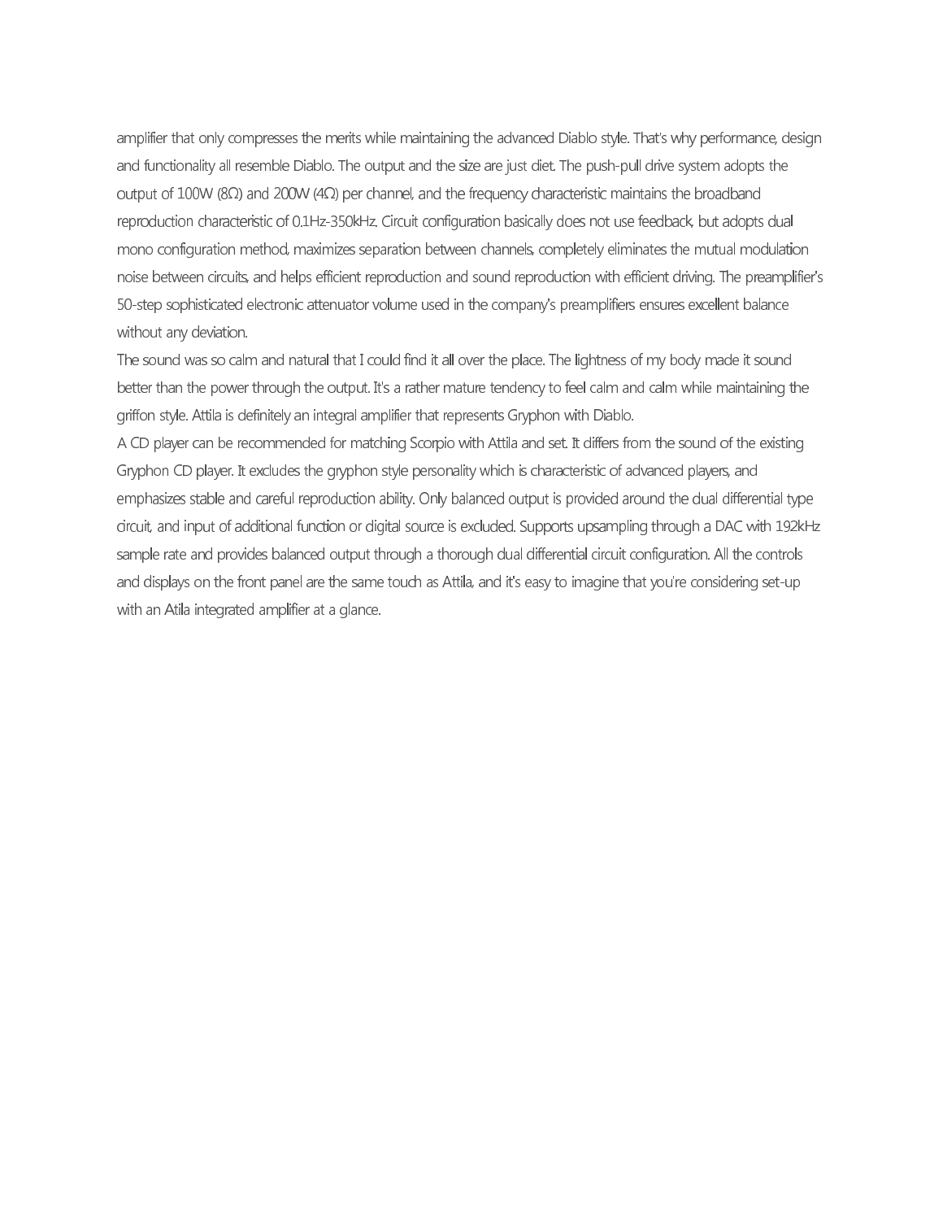amplifier that only compresses the merits while maintaining the advanced Diablo style. That's why performance, design and functionality all resemble Diablo. The output and the size are just diet. The push-pull drive system adopts the output of 100W (8Ω) and 200W (4Ω) per channel, and the frequency characteristic maintains the broadband reproduction characteristic of 0.1Hz-350kHz. Circuit configuration basically does not use feedback, but adopts dual mono configuration method, maximizes separation between channels, completely eliminates the mutual modulation noise between circuits, and helps efficient reproduction and sound reproduction with efficient driving. The preamplifier's 50-step sophisticated electronic attenuator volume used in the company's preamplifiers ensures excellent balance without any deviation.

The sound was so calm and natural that I could find it all over the place. The lightness of my body made it sound better than the power through the output. It's a rather mature tendency to feel calm and calm while maintaining the griffon style. Attila is definitely an integral amplifier that represents Gryphon with Diablo.

A CD player can be recommended for matching Scorpio with Attila and set. It differs from the sound of the existing Gryphon CD player. It excludes the gryphon style personality which is characteristic of advanced players, and emphasizes stable and careful reproduction ability. Only balanced output is provided around the dual differential type circuit, and input of additional function or digital source is excluded. Supports upsampling through a DAC with 192kHz sample rate and provides balanced output through a thorough dual differential circuit configuration. All the controls and displays on the front panel are the same touch as Attila, and it's easy to imagine that you're considering set-up with an Atila integrated amplifier at a glance.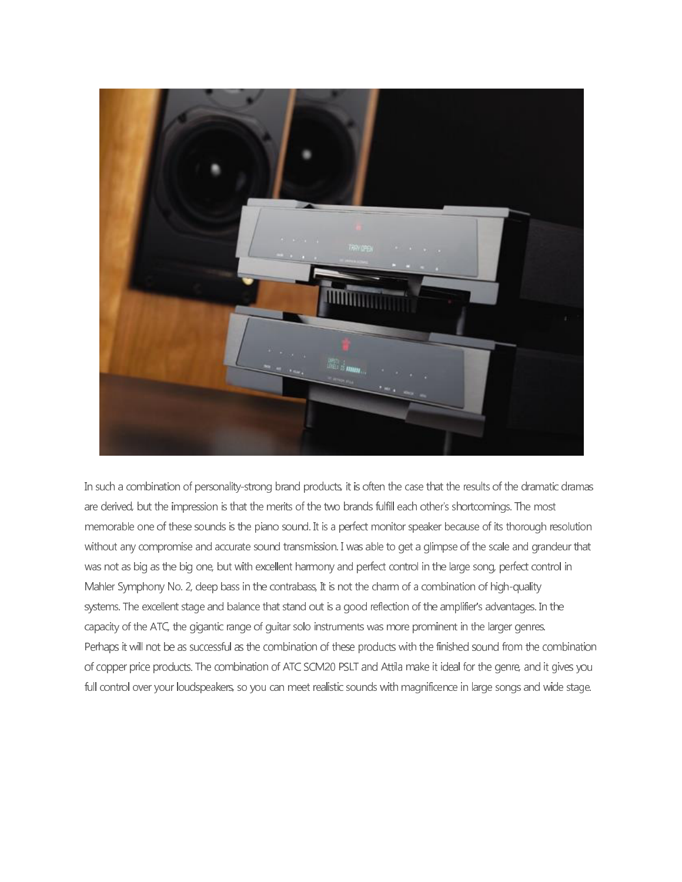In such a combination of personality-strong brand products, it is often the case that the results of the dramatic dramas are derived, but the impression is that the merits of the two brands fulfill each other's shortcomings. The most memorable one of these sounds is the piano sound. It is a perfect monitor speaker because of its thorough resolution without any compromise and accurate sound transmission. I was able to get a glimpse of the scale and grandeur that was not as big as the big one, but with excellent harmony and perfect control in the large song, perfect control in Mahler Symphony No. 2, deep bass in the contrabass, It is not the charm of a combination of high-quality systems. The excellent stage and balance that stand out is a good reflection of the amplifier's advantages. In the capacity of the ATC, the gigantic range of guitar solo instruments was more prominent in the larger genres. Perhaps it will not be as successful as the combination of these products with the finished sound from the combination of copper price products. The combination of ATC SCM20 PSLT and Attila make it ideal for the genre, and it gives you full control over your loudspeakers, so you can meet realistic sounds with magnificence in large songs and wide stage.